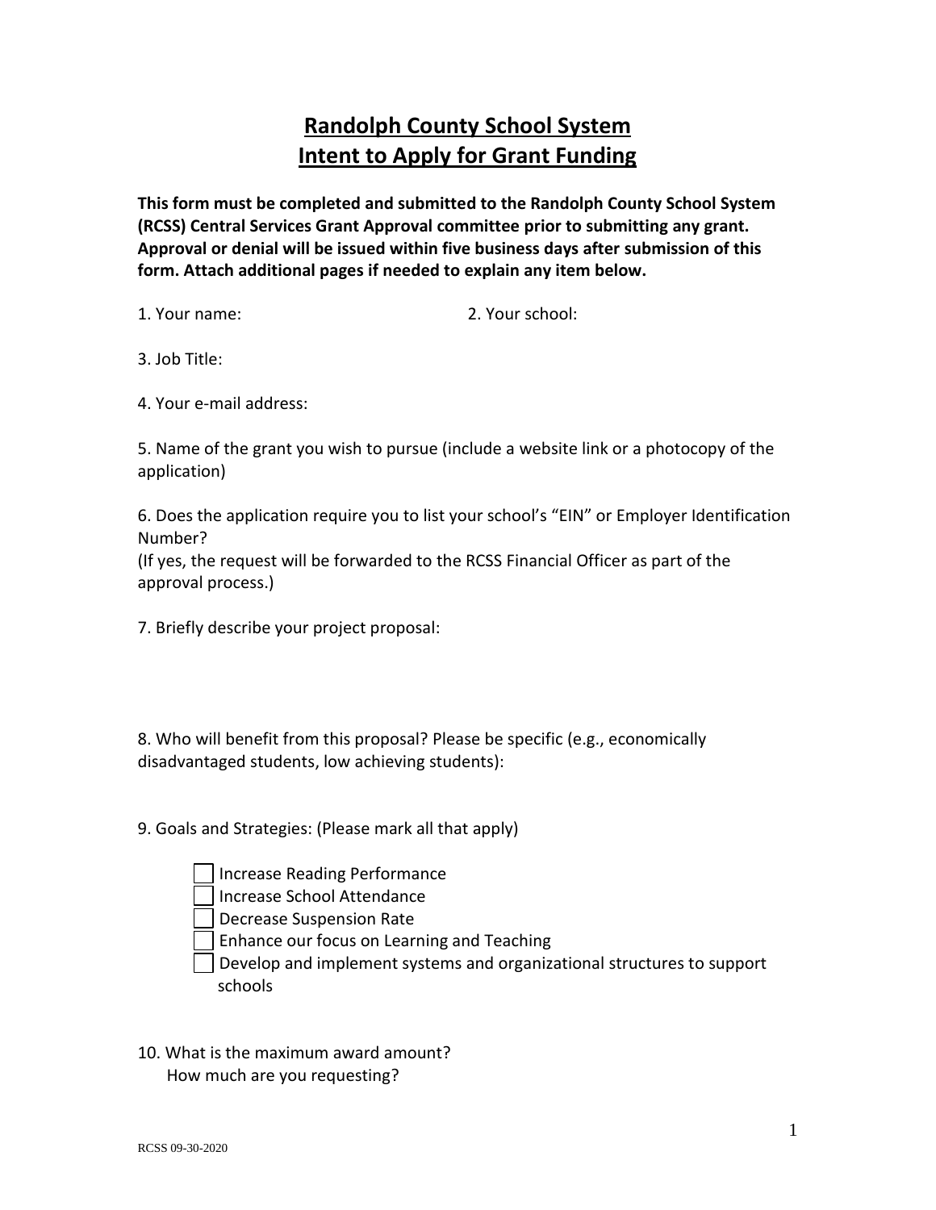# Randolph County School System
# Intent to Apply for Grant Funding

**This form must be completed and submitted to the Randolph County School System (RCSS) Central Services Grant Approval committee prior to submitting any grant. Approval or denial will be issued within five business days after submission of this form. Attach additional pages if needed to explain any item below.**

1. Your name:

2. Your school:

3. Job Title:

4. Your e-mail address:

5. Name of the grant you wish to pursue (include a website link or a photocopy of the application)

6. Does the application require you to list your school's "EIN" or Employer Identification Number?
(If yes, the request will be forwarded to the RCSS Financial Officer as part of the approval process.)

7. Briefly describe your project proposal:

8. Who will benefit from this proposal? Please be specific (e.g., economically disadvantaged students, low achieving students):

9. Goals and Strategies: (Please mark all that apply)

- [ ] Increase Reading Performance
- [ ] Increase School Attendance
- [ ] Decrease Suspension Rate
- [ ] Enhance our focus on Learning and Teaching
- [ ] Develop and implement systems and organizational structures to support schools

10. What is the maximum award amount?
How much are you requesting?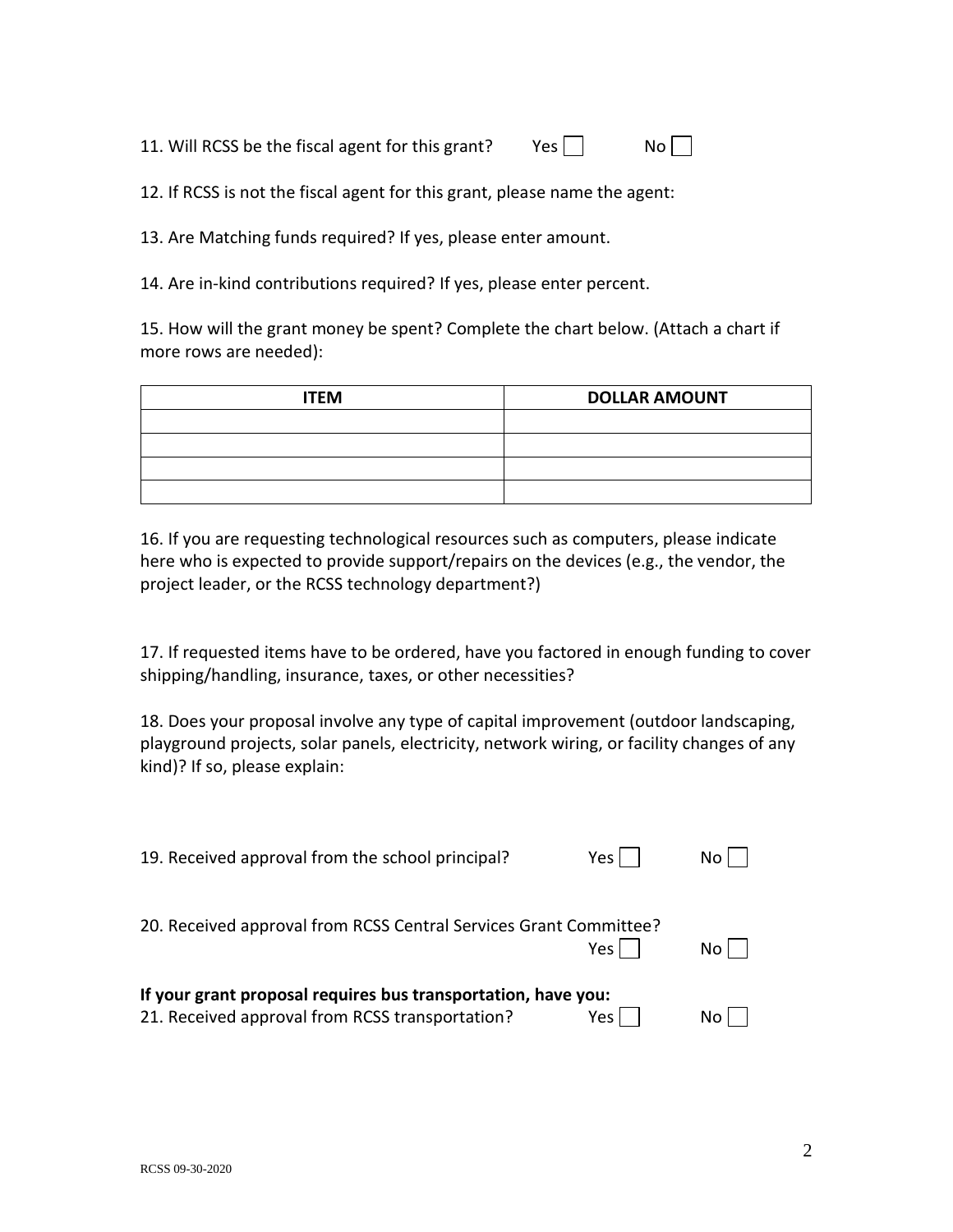11. Will RCSS be the fiscal agent for this grant? Yes ☐ No ☐

12. If RCSS is not the fiscal agent for this grant, please name the agent:

13. Are Matching funds required? If yes, please enter amount.

14. Are in-kind contributions required? If yes, please enter percent.

15. How will the grant money be spent? Complete the chart below. (Attach a chart if more rows are needed):

| ITEM | DOLLAR AMOUNT |
|---|---|
| | |
| | |
| | |
| | |

16. If you are requesting technological resources such as computers, please indicate here who is expected to provide support/repairs on the devices (e.g., the vendor, the project leader, or the RCSS technology department?)

17. If requested items have to be ordered, have you factored in enough funding to cover shipping/handling, insurance, taxes, or other necessities?

18. Does your proposal involve any type of capital improvement (outdoor landscaping, playground projects, solar panels, electricity, network wiring, or facility changes of any kind)? If so, please explain:

19. Received approval from the school principal? Yes ☐ No ☐

20. Received approval from RCSS Central Services Grant Committee? Yes ☐ No ☐

**If your grant proposal requires bus transportation, have you:**
21. Received approval from RCSS transportation? Yes ☐ No ☐

RCSS 09-30-2020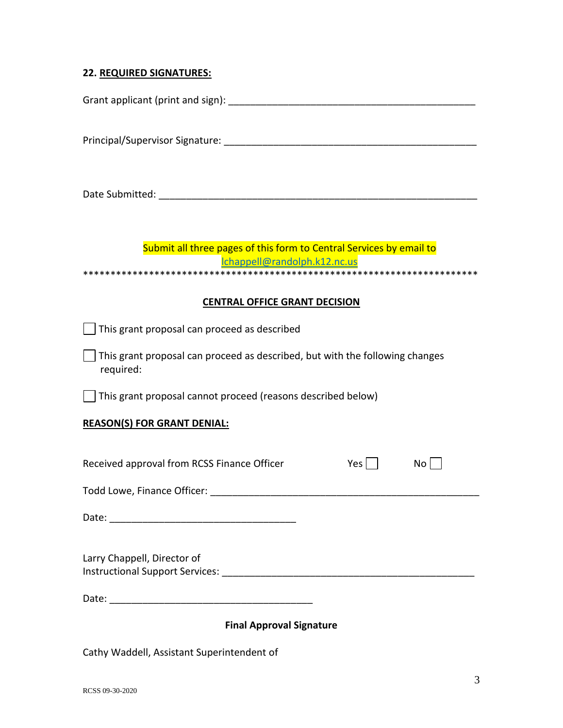**22. REQUIRED SIGNATURES:**

Grant applicant (print and sign): _______________________________________________

Principal/Supervisor Signature: ________________________________________________

Date Submitted: ____________________________________________________________

Submit all three pages of this form to Central Services by email to [lchappell@randolph.k12.nc.us](mailto:lchappell@randolph.k12.nc.us)

************************************************************************

**CENTRAL OFFICE GRANT DECISION**

☐ This grant proposal can proceed as described

☐ This grant proposal can proceed as described, but with the following changes required:

☐ This grant proposal cannot proceed (reasons described below)

**REASON(S) FOR GRANT DENIAL:**

Received approval from RCSS Finance Officer Yes ☐ No ☐

Todd Lowe, Finance Officer: ______________________________________________________

Date: ___________________________________

Larry Chappell, Director of
Instructional Support Services: _________________________________________________

Date: _______________________________________

**Final Approval Signature**

Cathy Waddell, Assistant Superintendent of

RCSS 09-30-2020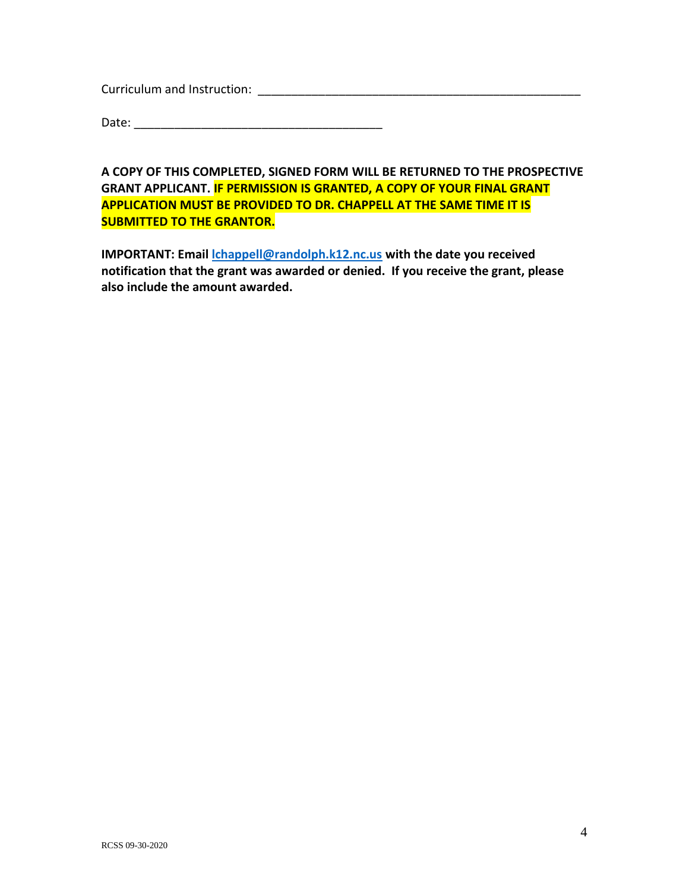Curriculum and Instruction: ___________________________________________________

Date: ______________________________________

**A COPY OF THIS COMPLETED, SIGNED FORM WILL BE RETURNED TO THE PROSPECTIVE GRANT APPLICANT. IF PERMISSION IS GRANTED, A COPY OF YOUR FINAL GRANT APPLICATION MUST BE PROVIDED TO DR. CHAPPELL AT THE SAME TIME IT IS SUBMITTED TO THE GRANTOR.**

**IMPORTANT: Email lchappell@randolph.k12.nc.us with the date you received notification that the grant was awarded or denied. If you receive the grant, please also include the amount awarded.**

RCSS 09-30-2020